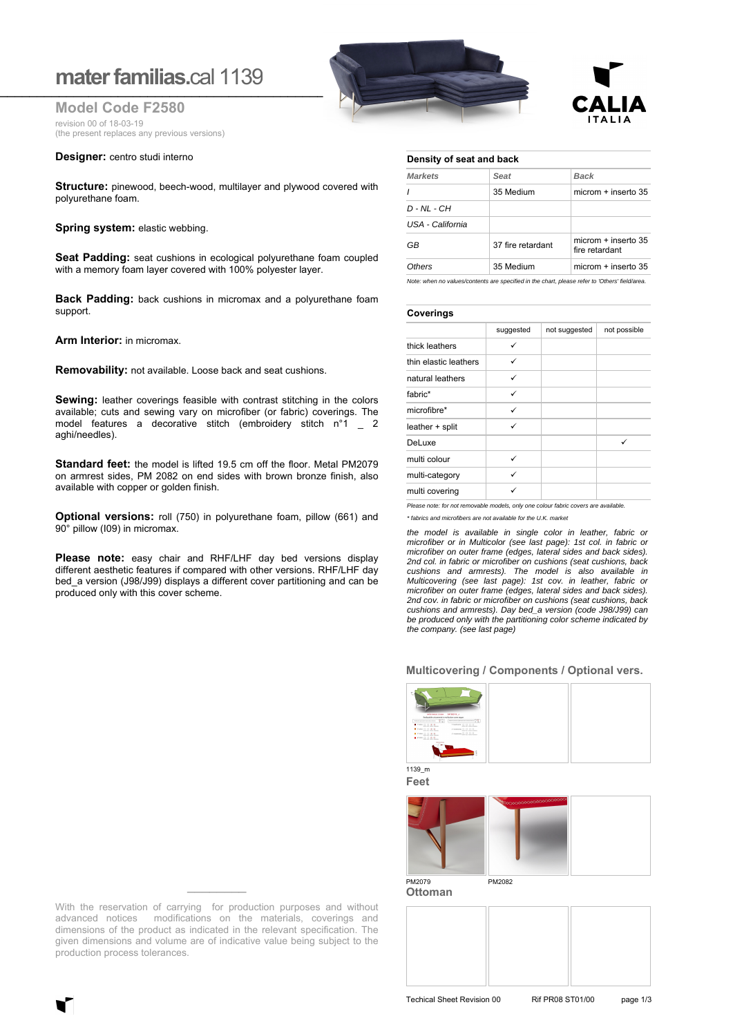# mater familias.cal 1139

## Model Code F2580

revision 00 of 18-03-19
(the present replaces any previous versions)

**Designer:** centro studi interno

**Structure:** pinewood, beech-wood, multilayer and plywood covered with polyurethane foam.

**Spring system:** elastic webbing.

**Seat Padding:** seat cushions in ecological polyurethane foam coupled with a memory foam layer covered with 100% polyester layer.

**Back Padding:** back cushions in micromax and a polyurethane foam support.

**Arm Interior:** in micromax.

**Removability:** not available. Loose back and seat cushions.

**Sewing:** leather coverings feasible with contrast stitching in the colors available; cuts and sewing vary on microfiber (or fabric) coverings. The model features a decorative stitch (embroidery stitch n°1 _ 2 aghi/needles).

**Standard feet:** the model is lifted 19.5 cm off the floor. Metal PM2079 on armrest sides, PM 2082 on end sides with brown bronze finish, also available with copper or golden finish.

**Optional versions:** roll (750) in polyurethane foam, pillow (661) and 90° pillow (I09) in micromax.

**Please note:** easy chair and RHF/LHF day bed versions display different aesthetic features if compared with other versions. RHF/LHF day bed_a version (J98/J99) displays a different cover partitioning and can be produced only with this cover scheme.

With the reservation of carrying for production purposes and without advanced notices modifications on the materials, coverings and dimensions of the product as indicated in the relevant specification. The given dimensions and volume are of indicative value being subject to the production process tolerances.

### Density of seat and back

| *Markets* | *Seat* | *Back* |
|---|---|---|
| *I* | 35 Medium | microm + inserto 35 |
| *D - NL - CH* | | |
| *USA - California* | | |
| *GB* | 37 fire retardant | microm + inserto 35 fire retardant |
| *Others* | 35 Medium | microm + inserto 35 |

*Note: when no values/contents are specified in the chart, please refer to 'Others' field/area.*

### Coverings

| | suggested | not suggested | not possible |
|---|---|---|---|
| thick leathers | ✓ | | |
| thin elastic leathers | ✓ | | |
| natural leathers | ✓ | | |
| fabric* | ✓ | | |
| microfibre* | ✓ | | |
| leather + split | ✓ | | |
| DeLuxe | | | ✓ |
| multi colour | ✓ | | |
| multi-category | ✓ | | |
| multi covering | ✓ | | |

*Please note: for not removable models, only one colour fabric covers are available.*

** fabrics and microfibers are not available for the U.K. market*

*the model is available in single color in leather, fabric or microfiber or in Multicolor (see last page): 1st col. in fabric or microfiber on outer frame (edges, lateral sides and back sides). 2nd col. in fabric or microfiber on cushions (seat cushions, back cushions and armrests). The model is also available in Multicovering (see last page): 1st cov. in leather, fabric or microfiber on outer frame (edges, lateral sides and back sides). 2nd cov. in fabric or microfiber on cushions (seat cushions, back cushions and armrests). Day bed_a version (code J98/J99) can be produced only with the partitioning color scheme indicated by the company. (see last page)*

### Multicovering / Components / Optional vers.

1139_m

### Feet

PM2079 PM2082

### Ottoman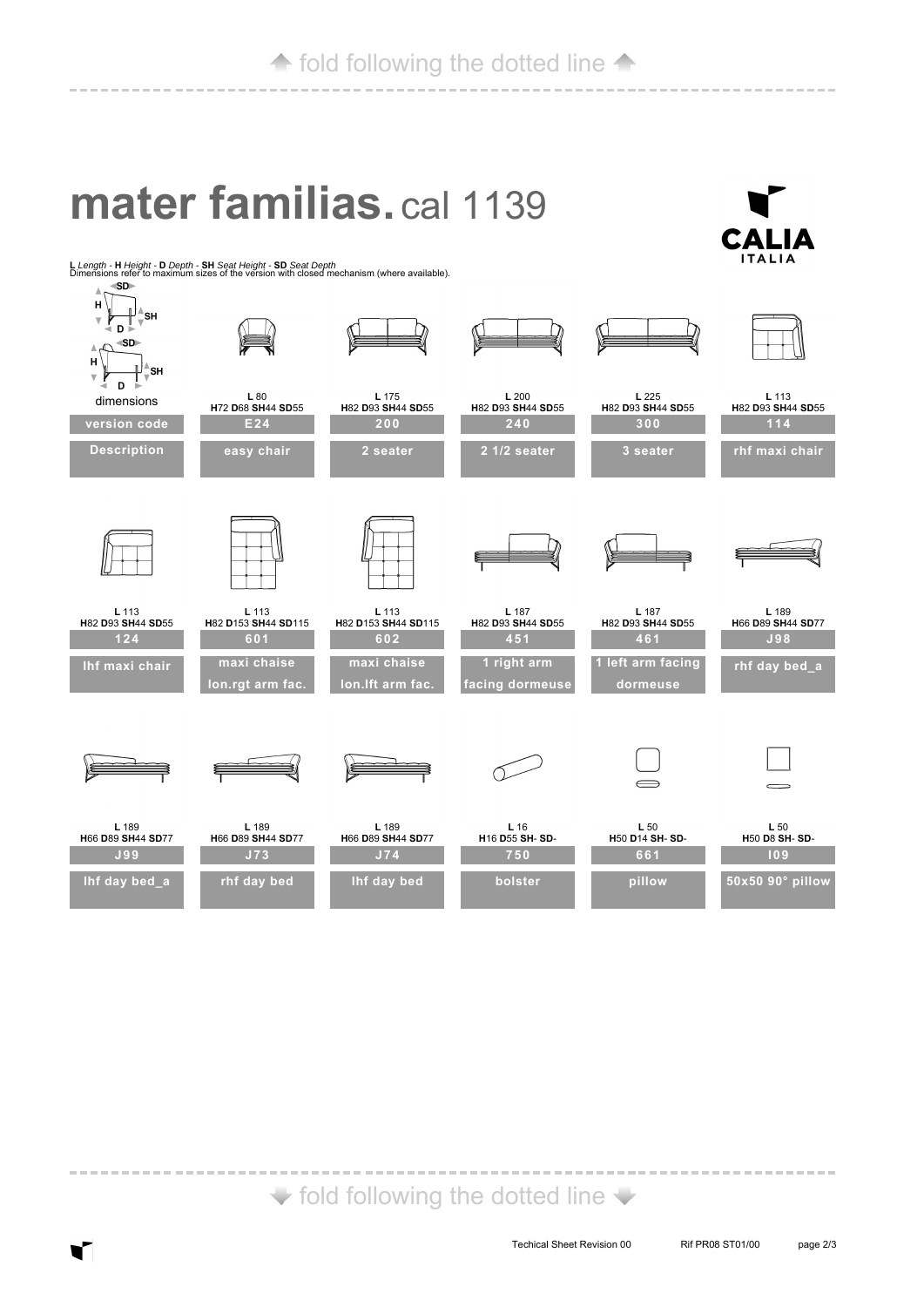↑ fold following the dotted line ↑

# mater familias. cal 1139

CALIA ITALIA

**L** *Length* - **H** *Height* - **D** *Depth* - **SH** *Seat Height* - **SD** *Seat Depth*
Dimensions refer to maximum sizes of the version with closed mechanism (where available).

| dimensions | L 80<br>H72 D68 SH44 SD55 | L 175<br>H82 D93 SH44 SD55 | L 200<br>H82 D93 SH44 SD55 | L 225<br>H82 D93 SH44 SD55 | L 113<br>H82 D93 SH44 SD55 |
|---|---|---|---|---|---|
| version code | E24 | 200 | 240 | 300 | 114 |
| Description | easy chair | 2 seater | 2 1/2 seater | 3 seater | rhf maxi chair |

| dimensions | L 113<br>H82 D93 SH44 SD55 | L 113<br>H82 D153 SH44 SD115 | L 113<br>H82 D153 SH44 SD115 | L 187<br>H82 D93 SH44 SD55 | L 187<br>H82 D93 SH44 SD55 | L 189<br>H66 D89 SH44 SD77 |
|---|---|---|---|---|---|---|
| version code | 124 | 601 | 602 | 451 | 461 | J98 |
| Description | lhf maxi chair | maxi chaise lon.rgt arm fac. | maxi chaise lon.lft arm fac. | 1 right arm facing dormeuse | 1 left arm facing dormeuse | rhf day bed_a |

| dimensions | L 189<br>H66 D89 SH44 SD77 | L 189<br>H66 D89 SH44 SD77 | L 189<br>H66 D89 SH44 SD77 | L 16<br>H16 D55 SH- SD- | L 50<br>H50 D14 SH- SD- | L 50<br>H50 D8 SH- SD- |
|---|---|---|---|---|---|---|
| version code | J99 | J73 | J74 | 750 | 661 | I09 |
| Description | lhf day bed_a | rhf day bed | lhf day bed | bolster | pillow | 50x50 90° pillow |

↓ fold following the dotted line ↓

Techical Sheet Revision 00 Rif PR08 ST01/00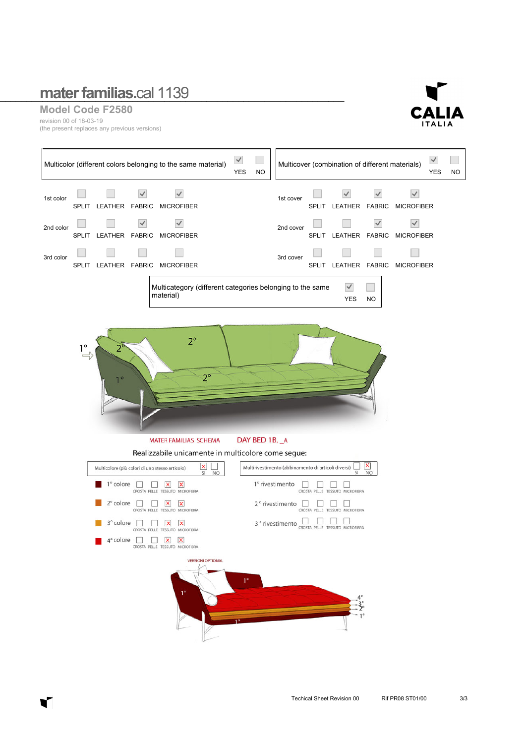# mater familias.cal 1139

## Model Code F2580

revision 00 of 18-03-19
(the present replaces any previous versions)

CALIA ITALIA

| Multicolor (different colors belonging to the same material) | YES ☑ | NO ☐ |
|---|---|---|

| | SPLIT | LEATHER | FABRIC | MICROFIBER |
|---|---|---|---|---|
| 1st color | ☐ | ☐ | ☑ | ☑ |
| 2nd color | ☐ | ☐ | ☑ | ☑ |
| 3rd color | ☐ | ☐ | ☐ | ☐ |

| Multicover (combination of different materials) | YES ☑ | NO ☐ |
|---|---|---|

| | SPLIT | LEATHER | FABRIC | MICROFIBER |
|---|---|---|---|---|
| 1st cover | ☐ | ☑ | ☑ | ☑ |
| 2nd cover | ☐ | ☐ | ☑ | ☑ |
| 3rd cover | ☐ | ☐ | ☐ | ☐ |

| Multicategory (different categories belonging to the same material) | YES ☑ | NO ☐ |
|---|---|---|

1°
2°
2°
1°
2°

MATER FAMILIAS SCHEMA DAY BED 1B. _A

Realizzabile unicamente in multicolore come segue:

| Multicolore (più colori di uno stesso articolo) | SI ☒ | NO ☐ |
|---|---|---|

| | CROSTA | PELLE | TESSUTO | MICROFIBRA |
|---|---|---|---|---|
| 1° colore | ☐ | ☐ | ☒ | ☒ |
| 2° colore | ☐ | ☐ | ☒ | ☒ |
| 3° colore | ☐ | ☐ | ☒ | ☒ |
| 4° colore | ☐ | ☐ | ☒ | ☒ |

| Multirivestimento (abbinamento di articoli diversi) | SI ☐ | NO ☒ |
|---|---|---|

| | CROSTA | PELLE | TESSUTO | MICROFIBRA |
|---|---|---|---|---|
| 1° rivestimento | ☐ | ☐ | ☐ | ☐ |
| 2° rivestimento | ☐ | ☐ | ☐ | ☐ |
| 3° rivestimento | ☐ | ☐ | ☐ | ☐ |

VERSIONI OPTIONAL

1°
1°
1°
4°
3°
2°
1°

Techical Sheet Revision 00 Rif PR08 ST01/00